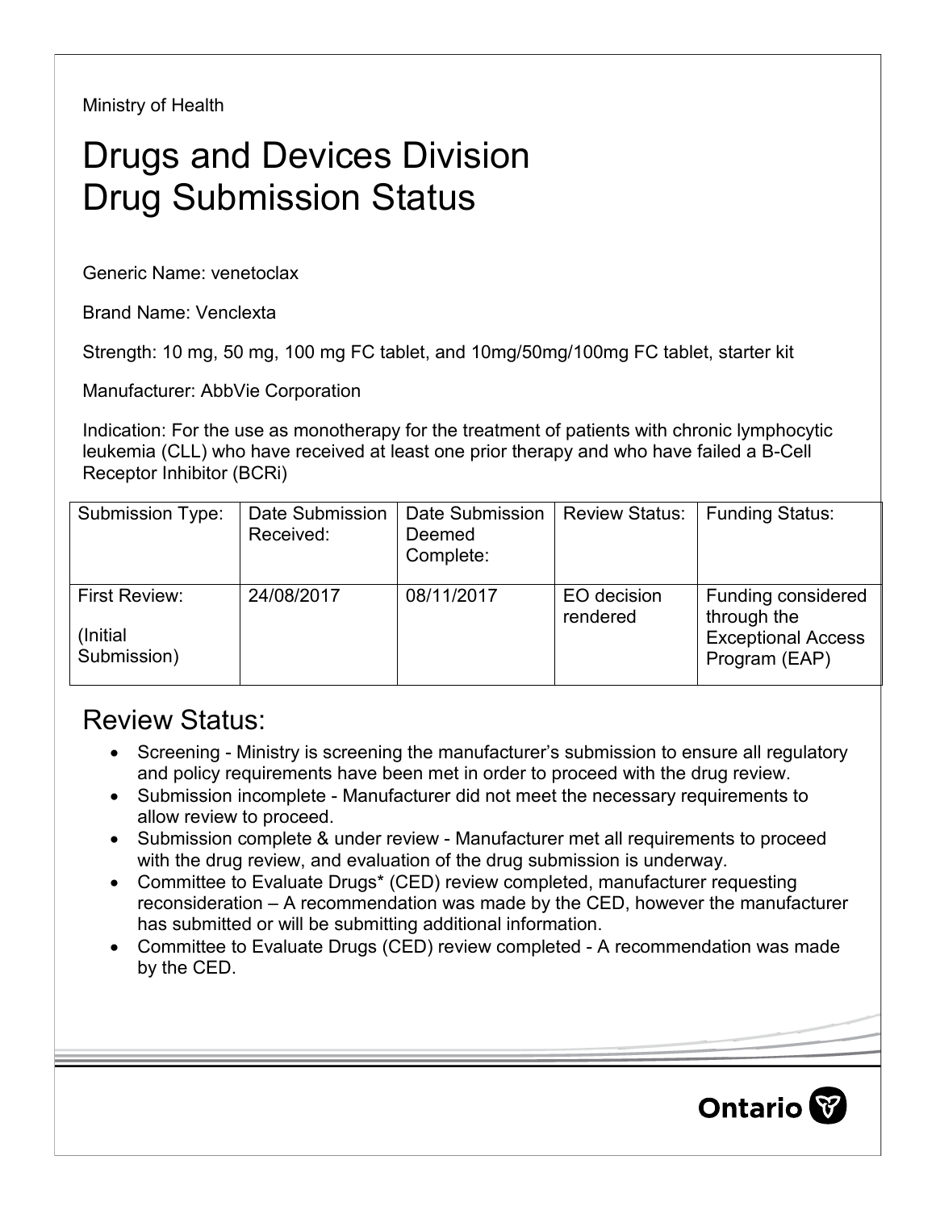Ministry of Health

# Drugs and Devices Division
# Drug Submission Status

Generic Name: venetoclax

Brand Name: Venclexta

Strength: 10 mg, 50 mg, 100 mg FC tablet, and 10mg/50mg/100mg FC tablet, starter kit

Manufacturer: AbbVie Corporation

Indication: For the use as monotherapy for the treatment of patients with chronic lymphocytic leukemia (CLL) who have received at least one prior therapy and who have failed a B-Cell Receptor Inhibitor (BCRi)

| Submission Type: | Date Submission Received: | Date Submission Deemed Complete: | Review Status: | Funding Status: |
|---|---|---|---|---|
| First Review: (Initial Submission) | 24/08/2017 | 08/11/2017 | EO decision rendered | Funding considered through the Exceptional Access Program (EAP) |

## Review Status:

- Screening - Ministry is screening the manufacturer's submission to ensure all regulatory and policy requirements have been met in order to proceed with the drug review.
- Submission incomplete - Manufacturer did not meet the necessary requirements to allow review to proceed.
- Submission complete & under review - Manufacturer met all requirements to proceed with the drug review, and evaluation of the drug submission is underway.
- Committee to Evaluate Drugs* (CED) review completed, manufacturer requesting reconsideration – A recommendation was made by the CED, however the manufacturer has submitted or will be submitting additional information.
- Committee to Evaluate Drugs (CED) review completed - A recommendation was made by the CED.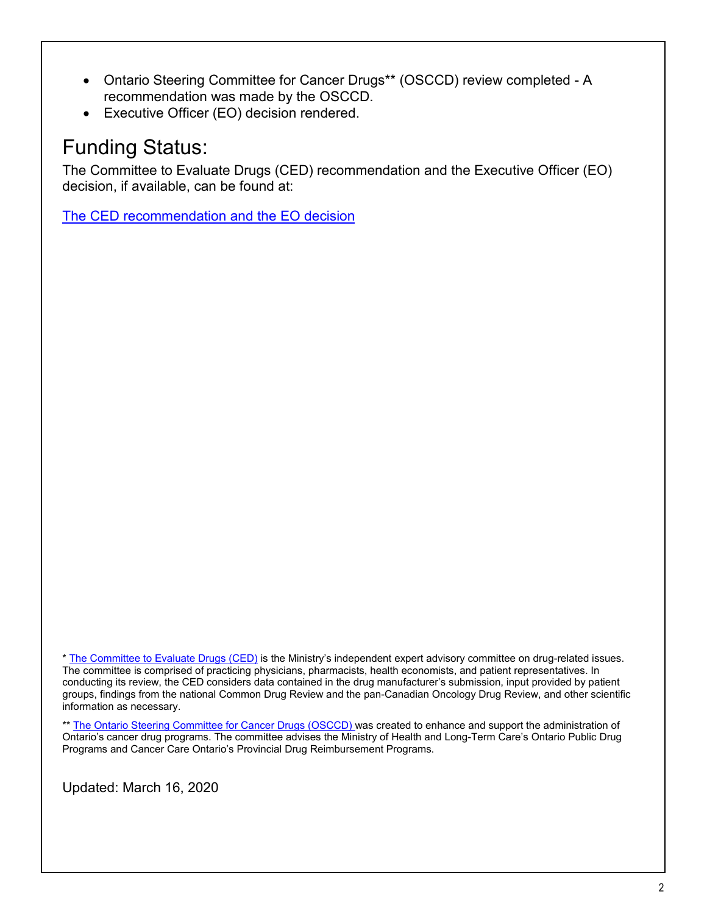- Ontario Steering Committee for Cancer Drugs** (OSCCD) review completed - A recommendation was made by the OSCCD.
- Executive Officer (EO) decision rendered.

## Funding Status:

The Committee to Evaluate Drugs (CED) recommendation and the Executive Officer (EO) decision, if available, can be found at:

The CED recommendation and the EO decision

* The Committee to Evaluate Drugs (CED) is the Ministry's independent expert advisory committee on drug-related issues. The committee is comprised of practicing physicians, pharmacists, health economists, and patient representatives. In conducting its review, the CED considers data contained in the drug manufacturer's submission, input provided by patient groups, findings from the national Common Drug Review and the pan-Canadian Oncology Drug Review, and other scientific information as necessary.

** The Ontario Steering Committee for Cancer Drugs (OSCCD) was created to enhance and support the administration of Ontario's cancer drug programs. The committee advises the Ministry of Health and Long-Term Care's Ontario Public Drug Programs and Cancer Care Ontario's Provincial Drug Reimbursement Programs.

Updated: March 16, 2020